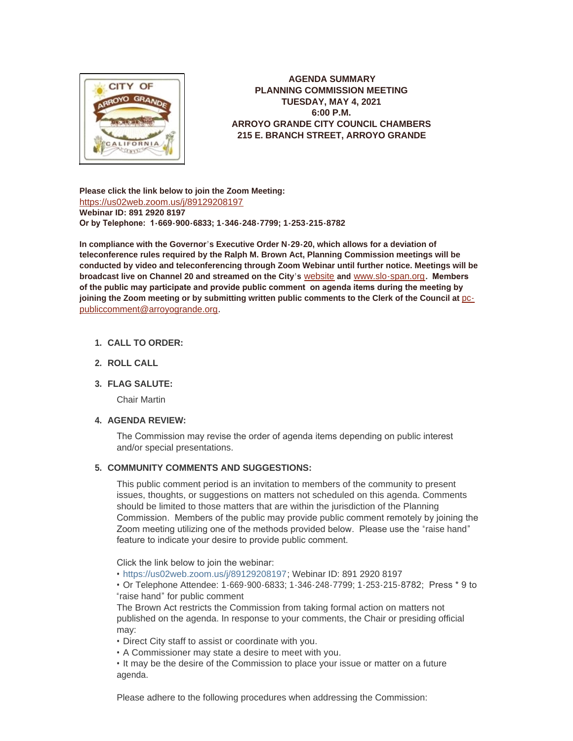**AGENDA SUMMARY**
**PLANNING COMMISSION MEETING**
**TUESDAY, MAY 4, 2021**
**6:00 P.M.**
**ARROYO GRANDE CITY COUNCIL CHAMBERS**
**215 E. BRANCH STREET, ARROYO GRANDE**

**Please click the link below to join the Zoom Meeting:**
https://us02web.zoom.us/j/89129208197
**Webinar ID: 891 2920 8197**
**Or by Telephone: 1-669-900-6833; 1-346-248-7799; 1-253-215-8782**

**In compliance with the Governor's Executive Order N-29-20, which allows for a deviation of teleconference rules required by the Ralph M. Brown Act, Planning Commission meetings will be conducted by video and teleconferencing through Zoom Webinar until further notice. Meetings will be broadcast live on Channel 20 and streamed on the City's** website **and** www.slo-span.org**. Members of the public may participate and provide public comment on agenda items during the meeting by joining the Zoom meeting or by submitting written public comments to the Clerk of the Council at** pc-publiccomment@arroyogrande.org.

1. **CALL TO ORDER:**

2. **ROLL CALL**

3. **FLAG SALUTE:**

   Chair Martin

4. **AGENDA REVIEW:**

   The Commission may revise the order of agenda items depending on public interest and/or special presentations.

5. **COMMUNITY COMMENTS AND SUGGESTIONS:**

   This public comment period is an invitation to members of the community to present issues, thoughts, or suggestions on matters not scheduled on this agenda. Comments should be limited to those matters that are within the jurisdiction of the Planning Commission. Members of the public may provide public comment remotely by joining the Zoom meeting utilizing one of the methods provided below. Please use the "raise hand" feature to indicate your desire to provide public comment.

   Click the link below to join the webinar:
   • https://us02web.zoom.us/j/89129208197; Webinar ID: 891 2920 8197
   • Or Telephone Attendee: 1-669-900-6833; 1-346-248-7799; 1-253-215-8782; Press * 9 to "raise hand" for public comment
   The Brown Act restricts the Commission from taking formal action on matters not published on the agenda. In response to your comments, the Chair or presiding official may:
   • Direct City staff to assist or coordinate with you.
   • A Commissioner may state a desire to meet with you.
   • It may be the desire of the Commission to place your issue or matter on a future agenda.

   Please adhere to the following procedures when addressing the Commission: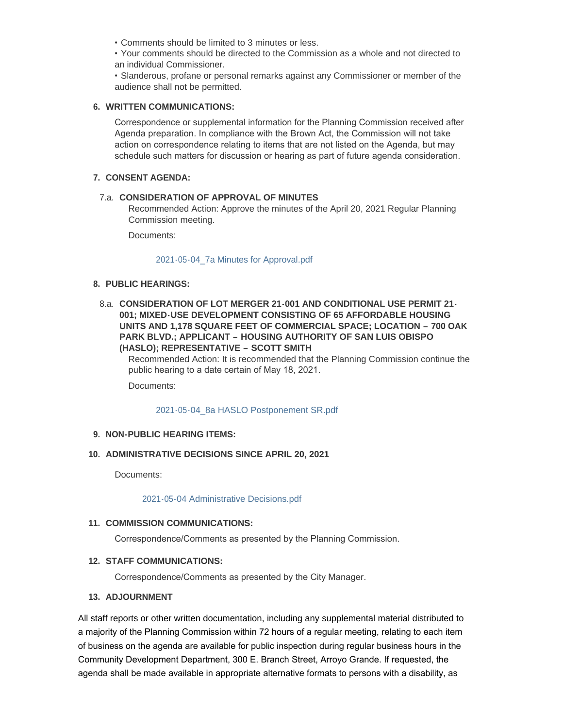- Comments should be limited to 3 minutes or less.
- Your comments should be directed to the Commission as a whole and not directed to an individual Commissioner.
- Slanderous, profane or personal remarks against any Commissioner or member of the audience shall not be permitted.

**6. WRITTEN COMMUNICATIONS:**

Correspondence or supplemental information for the Planning Commission received after Agenda preparation. In compliance with the Brown Act, the Commission will not take action on correspondence relating to items that are not listed on the Agenda, but may schedule such matters for discussion or hearing as part of future agenda consideration.

**7. CONSENT AGENDA:**

7.a. **CONSIDERATION OF APPROVAL OF MINUTES**

Recommended Action: Approve the minutes of the April 20, 2021 Regular Planning Commission meeting.

Documents:

2021-05-04_7a Minutes for Approval.pdf

**8. PUBLIC HEARINGS:**

8.a. **CONSIDERATION OF LOT MERGER 21-001 AND CONDITIONAL USE PERMIT 21-001; MIXED-USE DEVELOPMENT CONSISTING OF 65 AFFORDABLE HOUSING UNITS AND 1,178 SQUARE FEET OF COMMERCIAL SPACE; LOCATION – 700 OAK PARK BLVD.; APPLICANT – HOUSING AUTHORITY OF SAN LUIS OBISPO (HASLO); REPRESENTATIVE – SCOTT SMITH**

Recommended Action: It is recommended that the Planning Commission continue the public hearing to a date certain of May 18, 2021.

Documents:

2021-05-04_8a HASLO Postponement SR.pdf

**9. NON-PUBLIC HEARING ITEMS:**

**10. ADMINISTRATIVE DECISIONS SINCE APRIL 20, 2021**

Documents:

2021-05-04 Administrative Decisions.pdf

**11. COMMISSION COMMUNICATIONS:**

Correspondence/Comments as presented by the Planning Commission.

**12. STAFF COMMUNICATIONS:**

Correspondence/Comments as presented by the City Manager.

**13. ADJOURNMENT**

All staff reports or other written documentation, including any supplemental material distributed to a majority of the Planning Commission within 72 hours of a regular meeting, relating to each item of business on the agenda are available for public inspection during regular business hours in the Community Development Department, 300 E. Branch Street, Arroyo Grande. If requested, the agenda shall be made available in appropriate alternative formats to persons with a disability, as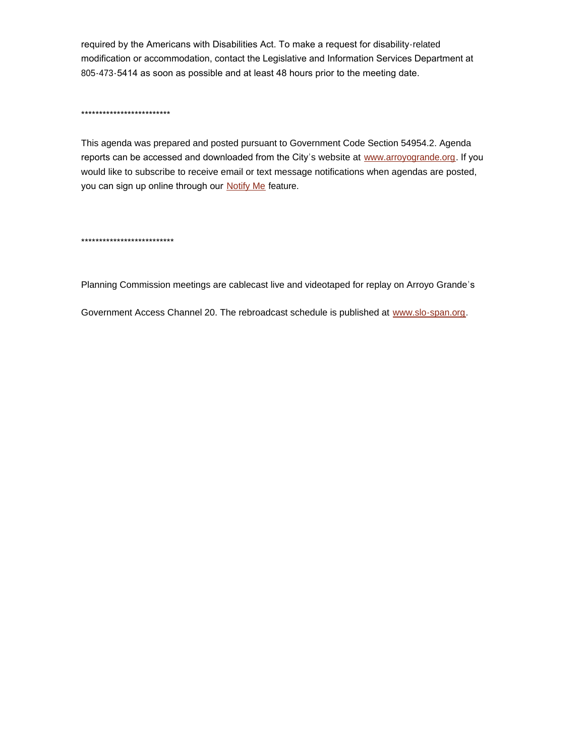required by the Americans with Disabilities Act. To make a request for disability-related modification or accommodation, contact the Legislative and Information Services Department at 805-473-5414 as soon as possible and at least 48 hours prior to the meeting date.

*************************

This agenda was prepared and posted pursuant to Government Code Section 54954.2. Agenda reports can be accessed and downloaded from the City's website at [www.arroyogrande.org](www.arroyogrande.org). If you would like to subscribe to receive email or text message notifications when agendas are posted, you can sign up online through our Notify Me feature.

**************************

Planning Commission meetings are cablecast live and videotaped for replay on Arroyo Grande's

Government Access Channel 20. The rebroadcast schedule is published at [www.slo-span.org](www.slo-span.org).